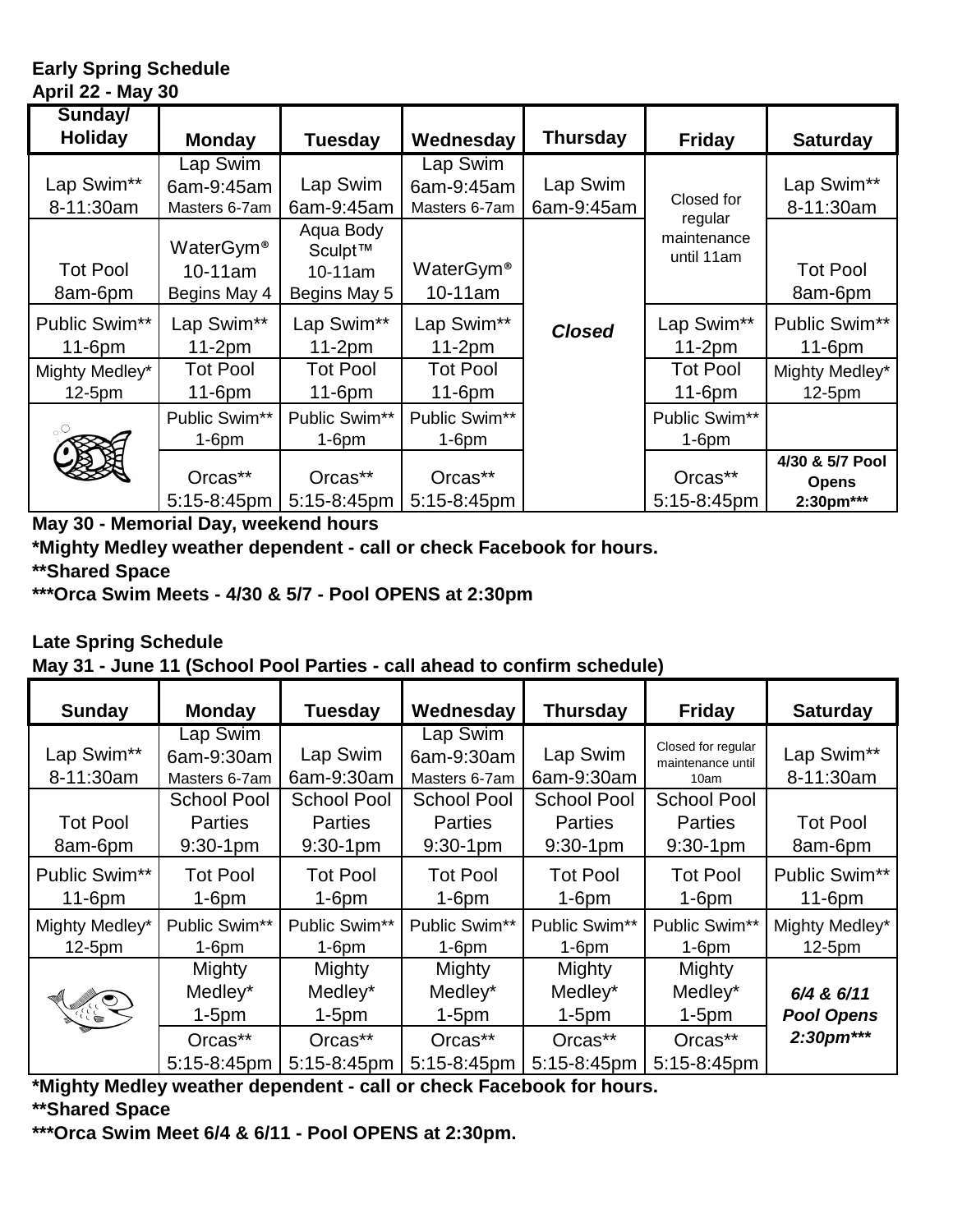**Early Spring Schedule**
**April 22 - May 30**

| Sunday/ Holiday | Monday | Tuesday | Wednesday | Thursday | Friday | Saturday |
|---|---|---|---|---|---|---|
| Lap Swim** 8-11:30am | Lap Swim 6am-9:45am Masters 6-7am | Lap Swim 6am-9:45am | Lap Swim 6am-9:45am Masters 6-7am | Lap Swim 6am-9:45am | Closed for regular maintenance until 11am | Lap Swim** 8-11:30am |
| Tot Pool 8am-6pm | WaterGym® 10-11am Begins May 4 | Aqua Body Sculpt™ 10-11am Begins May 5 | WaterGym® 10-11am | *Closed* | | Tot Pool 8am-6pm |
| Public Swim** 11-6pm | Lap Swim** 11-2pm | Lap Swim** 11-2pm | Lap Swim** 11-2pm | | Lap Swim** 11-2pm | Public Swim** 11-6pm |
| Mighty Medley* 12-5pm | Tot Pool 11-6pm | Tot Pool 11-6pm | Tot Pool 11-6pm | | Tot Pool 11-6pm | Mighty Medley* 12-5pm |
| | Public Swim** 1-6pm | Public Swim** 1-6pm | Public Swim** 1-6pm | | Public Swim** 1-6pm | |
| | Orcas** 5:15-8:45pm | Orcas** 5:15-8:45pm | Orcas** 5:15-8:45pm | | Orcas** 5:15-8:45pm | **4/30 & 5/7 Pool Opens 2:30pm*** ** |

**May 30 - Memorial Day, weekend hours**

***Mighty Medley weather dependent - call or check Facebook for hours.**

****Shared Space**

*****Orca Swim Meets - 4/30 & 5/7 - Pool OPENS at 2:30pm**

**Late Spring Schedule**
**May 31 - June 11 (School Pool Parties - call ahead to confirm schedule)**

| Sunday | Monday | Tuesday | Wednesday | Thursday | Friday | Saturday |
|---|---|---|---|---|---|---|
| Lap Swim** 8-11:30am | Lap Swim 6am-9:30am Masters 6-7am | Lap Swim 6am-9:30am | Lap Swim 6am-9:30am Masters 6-7am | Lap Swim 6am-9:30am | Closed for regular maintenance until 10am | Lap Swim** 8-11:30am |
| Tot Pool 8am-6pm | School Pool Parties 9:30-1pm | School Pool Parties 9:30-1pm | School Pool Parties 9:30-1pm | School Pool Parties 9:30-1pm | School Pool Parties 9:30-1pm | Tot Pool 8am-6pm |
| Public Swim** 11-6pm | Tot Pool 1-6pm | Tot Pool 1-6pm | Tot Pool 1-6pm | Tot Pool 1-6pm | Tot Pool 1-6pm | Public Swim** 11-6pm |
| Mighty Medley* 12-5pm | Public Swim** 1-6pm | Public Swim** 1-6pm | Public Swim** 1-6pm | Public Swim** 1-6pm | Public Swim** 1-6pm | Mighty Medley* 12-5pm |
| | Mighty Medley* 1-5pm | Mighty Medley* 1-5pm | Mighty Medley* 1-5pm | Mighty Medley* 1-5pm | Mighty Medley* 1-5pm | ***6/4 & 6/11 Pool Opens 2:30pm**** ** |
| | Orcas** 5:15-8:45pm | Orcas** 5:15-8:45pm | Orcas** 5:15-8:45pm | Orcas** 5:15-8:45pm | Orcas** 5:15-8:45pm | |

***Mighty Medley weather dependent - call or check Facebook for hours.**

****Shared Space**

*****Orca Swim Meet 6/4 & 6/11 - Pool OPENS at 2:30pm.**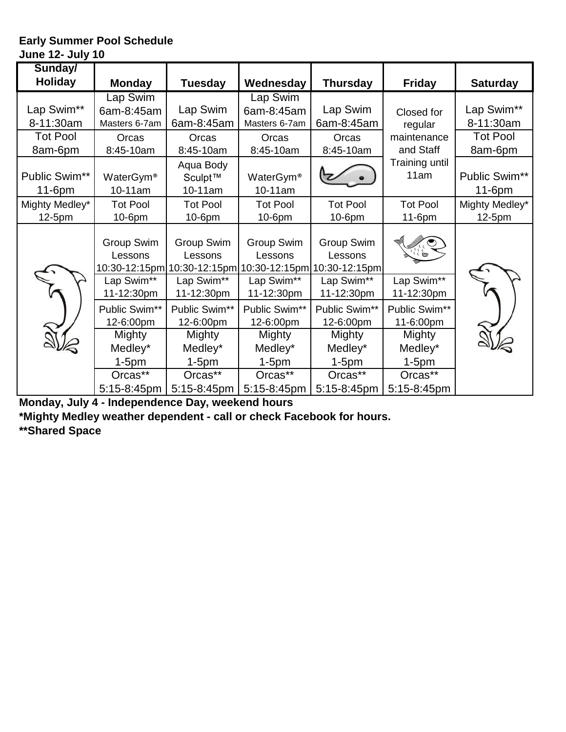**Early Summer Pool Schedule**
**June 12- July 10**

| Sunday/ Holiday | Monday | Tuesday | Wednesday | Thursday | Friday | Saturday |
|---|---|---|---|---|---|---|
| Lap Swim** 8-11:30am | Lap Swim 6am-8:45am Masters 6-7am | Lap Swim 6am-8:45am | Lap Swim 6am-8:45am Masters 6-7am | Lap Swim 6am-8:45am | Closed for regular maintenance and Staff Training until 11am | Lap Swim** 8-11:30am |
| Tot Pool 8am-6pm | Orcas 8:45-10am | Orcas 8:45-10am | Orcas 8:45-10am | Orcas 8:45-10am | | Tot Pool 8am-6pm |
| Public Swim** 11-6pm | WaterGym® 10-11am | Aqua Body Sculpt™ 10-11am | WaterGym® 10-11am | | | Public Swim** 11-6pm |
| Mighty Medley* 12-5pm | Tot Pool 10-6pm | Tot Pool 10-6pm | Tot Pool 10-6pm | Tot Pool 10-6pm | Tot Pool 11-6pm | Mighty Medley* 12-5pm |
| | Group Swim Lessons 10:30-12:15pm | Group Swim Lessons 10:30-12:15pm | Group Swim Lessons 10:30-12:15pm | Group Swim Lessons 10:30-12:15pm | | |
| | Lap Swim** 11-12:30pm | Lap Swim** 11-12:30pm | Lap Swim** 11-12:30pm | Lap Swim** 11-12:30pm | Lap Swim** 11-12:30pm | |
| | Public Swim** 12-6:00pm | Public Swim** 12-6:00pm | Public Swim** 12-6:00pm | Public Swim** 12-6:00pm | Public Swim** 11-6:00pm | |
| | Mighty Medley* 1-5pm | Mighty Medley* 1-5pm | Mighty Medley* 1-5pm | Mighty Medley* 1-5pm | Mighty Medley* 1-5pm | |
| | Orcas** 5:15-8:45pm | Orcas** 5:15-8:45pm | Orcas** 5:15-8:45pm | Orcas** 5:15-8:45pm | Orcas** 5:15-8:45pm | |

**Monday, July 4 - Independence Day, weekend hours**
***Mighty Medley weather dependent - call or check Facebook for hours.**
****Shared Space**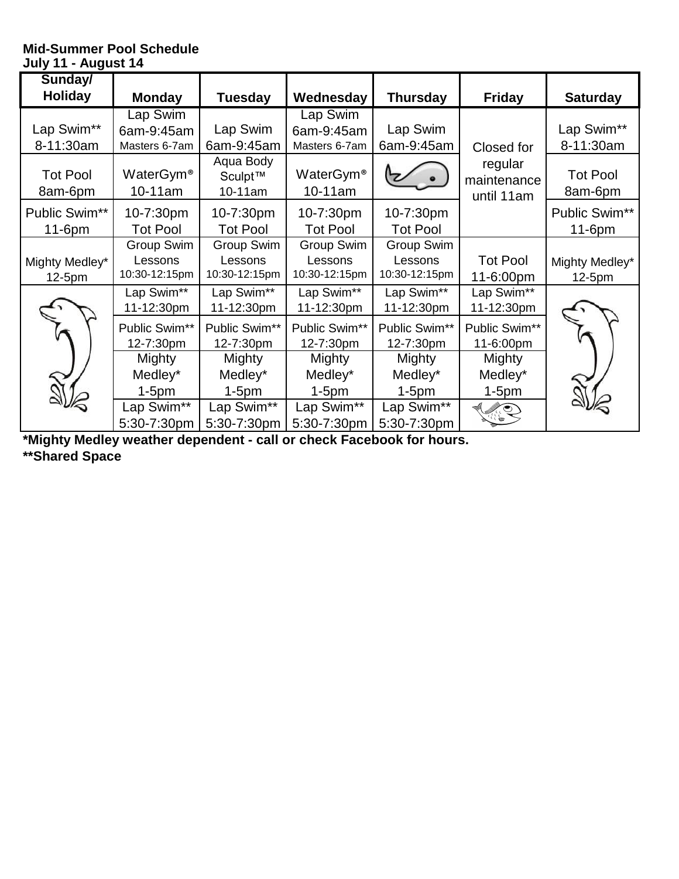**Mid-Summer Pool Schedule**
**July 11 - August 14**

| Sunday/ Holiday | Monday | Tuesday | Wednesday | Thursday | Friday | Saturday |
|---|---|---|---|---|---|---|
| Lap Swim** 8-11:30am | Lap Swim 6am-9:45am Masters 6-7am | Lap Swim 6am-9:45am | Lap Swim 6am-9:45am Masters 6-7am | Lap Swim 6am-9:45am | Closed for regular maintenance until 11am | Lap Swim** 8-11:30am |
| Tot Pool 8am-6pm | WaterGym® 10-11am | Aqua Body Sculpt™ 10-11am | WaterGym® 10-11am | | | Tot Pool 8am-6pm |
| Public Swim** 11-6pm | 10-7:30pm Tot Pool | 10-7:30pm Tot Pool | 10-7:30pm Tot Pool | 10-7:30pm Tot Pool | | Public Swim** 11-6pm |
| Mighty Medley* 12-5pm | Group Swim Lessons 10:30-12:15pm | Group Swim Lessons 10:30-12:15pm | Group Swim Lessons 10:30-12:15pm | Group Swim Lessons 10:30-12:15pm | Tot Pool 11-6:00pm | Mighty Medley* 12-5pm |
| | Lap Swim** 11-12:30pm | Lap Swim** 11-12:30pm | Lap Swim** 11-12:30pm | Lap Swim** 11-12:30pm | Lap Swim** 11-12:30pm | |
| | Public Swim** 12-7:30pm | Public Swim** 12-7:30pm | Public Swim** 12-7:30pm | Public Swim** 12-7:30pm | Public Swim** 11-6:00pm | |
| | Mighty Medley* 1-5pm | Mighty Medley* 1-5pm | Mighty Medley* 1-5pm | Mighty Medley* 1-5pm | Mighty Medley* 1-5pm | |
| | Lap Swim** 5:30-7:30pm | Lap Swim** 5:30-7:30pm | Lap Swim** 5:30-7:30pm | Lap Swim** 5:30-7:30pm | | |

***Mighty Medley weather dependent - call or check Facebook for hours.**
****Shared Space**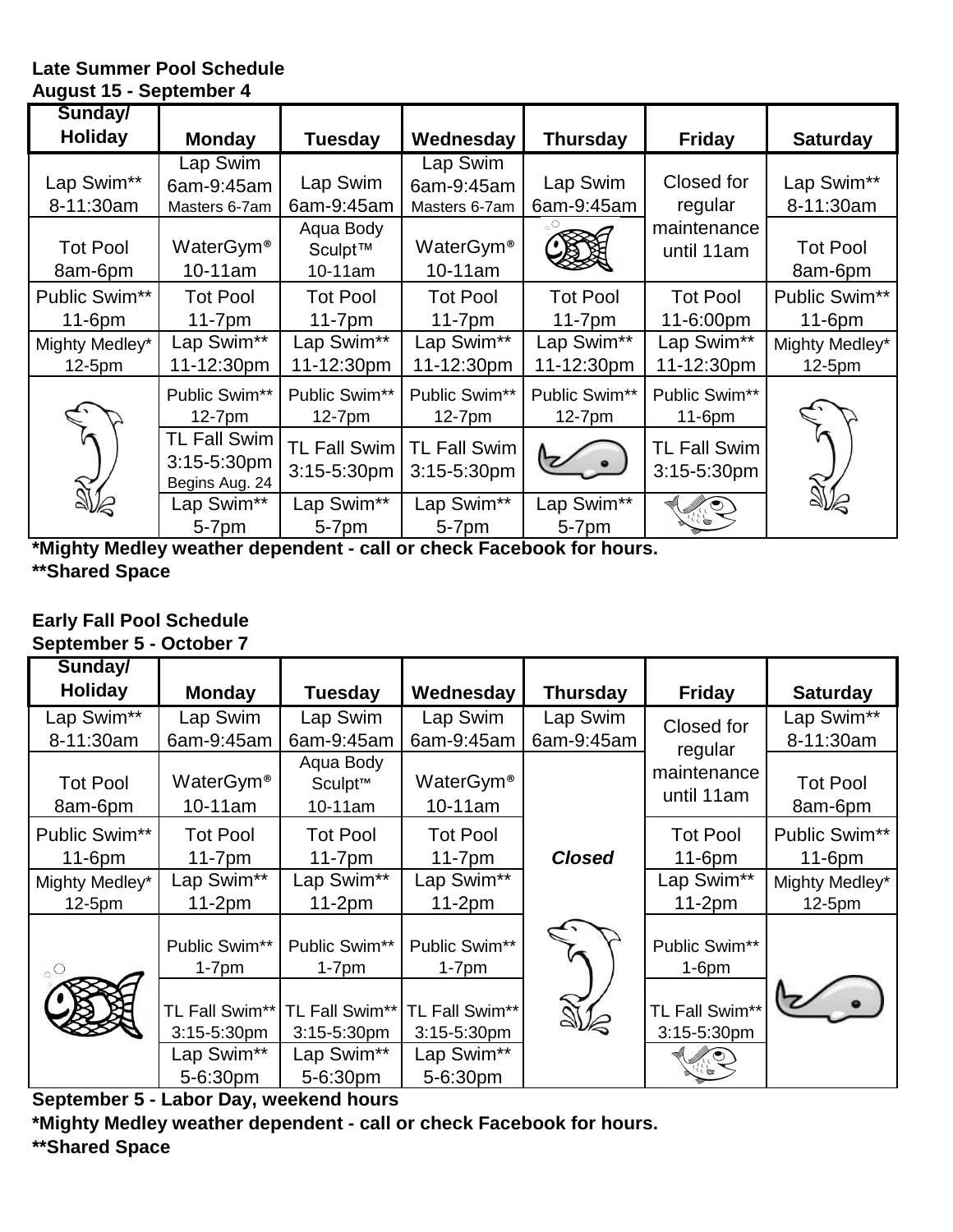**Late Summer Pool Schedule**
**August 15 - September 4**

| Sunday/ Holiday | Monday | Tuesday | Wednesday | Thursday | Friday | Saturday |
|---|---|---|---|---|---|---|
| Lap Swim** 8-11:30am | Lap Swim 6am-9:45am Masters 6-7am | Lap Swim 6am-9:45am | Lap Swim 6am-9:45am Masters 6-7am | Lap Swim 6am-9:45am | Closed for regular maintenance until 11am | Lap Swim** 8-11:30am |
| Tot Pool 8am-6pm | WaterGym® 10-11am | Aqua Body Sculpt™ 10-11am | WaterGym® 10-11am | | | Tot Pool 8am-6pm |
| Public Swim** 11-6pm | Tot Pool 11-7pm | Tot Pool 11-7pm | Tot Pool 11-7pm | Tot Pool 11-7pm | Tot Pool 11-6:00pm | Public Swim** 11-6pm |
| Mighty Medley* 12-5pm | Lap Swim** 11-12:30pm | Lap Swim** 11-12:30pm | Lap Swim** 11-12:30pm | Lap Swim** 11-12:30pm | Lap Swim** 11-12:30pm | Mighty Medley* 12-5pm |
| | Public Swim** 12-7pm | Public Swim** 12-7pm | Public Swim** 12-7pm | Public Swim** 12-7pm | Public Swim** 11-6pm | |
| | TL Fall Swim 3:15-5:30pm Begins Aug. 24 | TL Fall Swim 3:15-5:30pm | TL Fall Swim 3:15-5:30pm | | TL Fall Swim 3:15-5:30pm | |
| | Lap Swim** 5-7pm | Lap Swim** 5-7pm | Lap Swim** 5-7pm | Lap Swim** 5-7pm | | |

***Mighty Medley weather dependent - call or check Facebook for hours.**
****Shared Space**

**Early Fall Pool Schedule**
**September 5 - October 7**

| Sunday/ Holiday | Monday | Tuesday | Wednesday | Thursday | Friday | Saturday |
|---|---|---|---|---|---|---|
| Lap Swim** 8-11:30am | Lap Swim 6am-9:45am | Lap Swim 6am-9:45am | Lap Swim 6am-9:45am | Lap Swim 6am-9:45am | Closed for regular maintenance until 11am | Lap Swim** 8-11:30am |
| Tot Pool 8am-6pm | WaterGym® 10-11am | Aqua Body Sculpt™ 10-11am | WaterGym® 10-11am | *Closed* | | Tot Pool 8am-6pm |
| Public Swim** 11-6pm | Tot Pool 11-7pm | Tot Pool 11-7pm | Tot Pool 11-7pm | | Tot Pool 11-6pm | Public Swim** 11-6pm |
| Mighty Medley* 12-5pm | Lap Swim** 11-2pm | Lap Swim** 11-2pm | Lap Swim** 11-2pm | | Lap Swim** 11-2pm | Mighty Medley* 12-5pm |
| | Public Swim** 1-7pm | Public Swim** 1-7pm | Public Swim** 1-7pm | | Public Swim** 1-6pm | |
| | TL Fall Swim** 3:15-5:30pm | TL Fall Swim** 3:15-5:30pm | TL Fall Swim** 3:15-5:30pm | | TL Fall Swim** 3:15-5:30pm | |
| | Lap Swim** 5-6:30pm | Lap Swim** 5-6:30pm | Lap Swim** 5-6:30pm | | | |

**September 5 - Labor Day, weekend hours**
***Mighty Medley weather dependent - call or check Facebook for hours.**
****Shared Space**